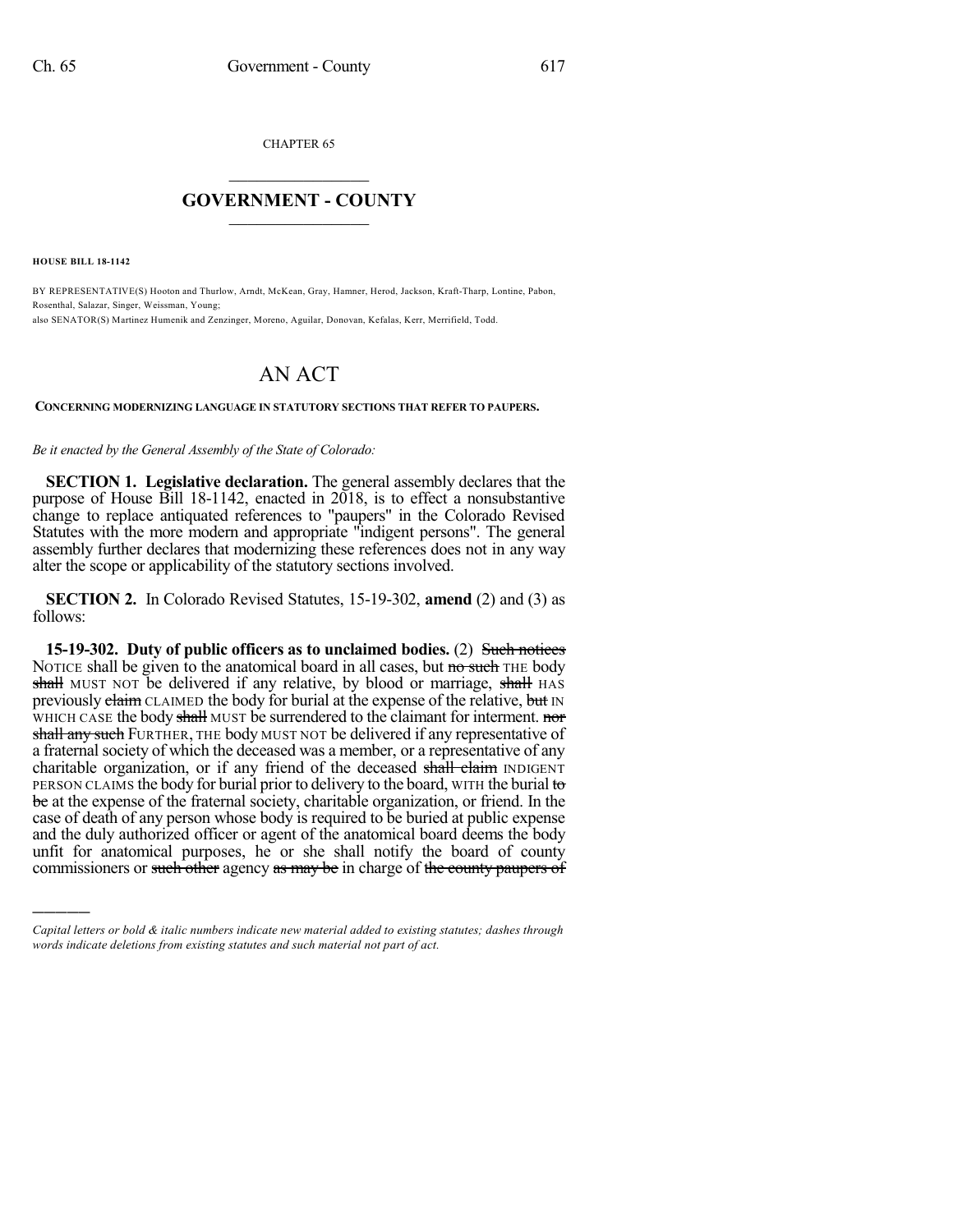CHAPTER 65

## GOVERNMENT - COUNTY

**HOUSE BILL 18-1142**

BY REPRESENTATIVE(S) Hooton and Thurlow, Arndt, McKean, Gray, Hamner, Herod, Jackson, Kraft-Tharp, Lontine, Pabon, Rosenthal, Salazar, Singer, Weissman, Young;
also SENATOR(S) Martinez Humenik and Zenzinger, Moreno, Aguilar, Donovan, Kefalas, Kerr, Merrifield, Todd.

# AN ACT

**CONCERNING MODERNIZING LANGUAGE IN STATUTORY SECTIONS THAT REFER TO PAUPERS.**

*Be it enacted by the General Assembly of the State of Colorado:*

**SECTION 1. Legislative declaration.** The general assembly declares that the purpose of House Bill 18-1142, enacted in 2018, is to effect a nonsubstantive change to replace antiquated references to "paupers" in the Colorado Revised Statutes with the more modern and appropriate "indigent persons". The general assembly further declares that modernizing these references does not in any way alter the scope or applicability of the statutory sections involved.

**SECTION 2.** In Colorado Revised Statutes, 15-19-302, **amend** (2) and (3) as follows:

**15-19-302. Duty of public officers as to unclaimed bodies.** (2) ~~Such notices~~ NOTICE shall be given to the anatomical board in all cases, but ~~no such~~ THE body ~~shall~~ MUST NOT be delivered if any relative, by blood or marriage, ~~shall~~ HAS previously ~~claim~~ CLAIMED the body for burial at the expense of the relative, ~~but~~ IN WHICH CASE the body ~~shall~~ MUST be surrendered to the claimant for interment. ~~nor shall any such~~ FURTHER, THE body MUST NOT be delivered if any representative of a fraternal society of which the deceased was a member, or a representative of any charitable organization, or if any friend of the deceased ~~shall claim~~ INDIGENT PERSON CLAIMS the body for burial prior to delivery to the board, WITH the burial ~~to be~~ at the expense of the fraternal society, charitable organization, or friend. In the case of death of any person whose body is required to be buried at public expense and the duly authorized officer or agent of the anatomical board deems the body unfit for anatomical purposes, he or she shall notify the board of county commissioners or ~~such other~~ agency ~~as may be~~ in charge of ~~the county paupers of~~

*Capital letters or bold & italic numbers indicate new material added to existing statutes; dashes through words indicate deletions from existing statutes and such material not part of act.*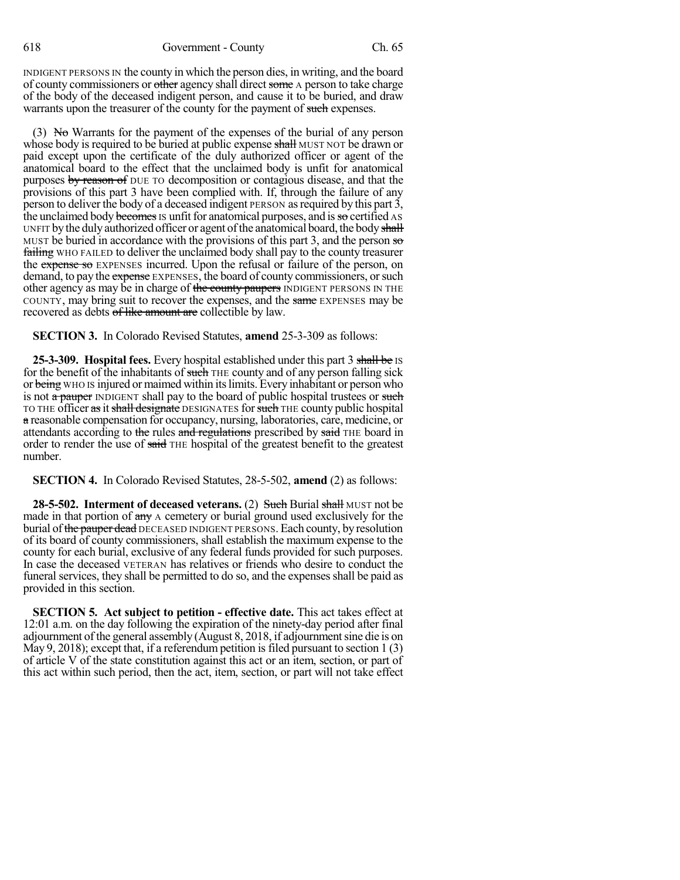INDIGENT PERSONS IN the county in which the person dies, in writing, and the board of county commissioners or ~~other~~ agency shall direct ~~some~~ A person to take charge of the body of the deceased indigent person, and cause it to be buried, and draw warrants upon the treasurer of the county for the payment of ~~such~~ expenses.

(3) ~~No~~ Warrants for the payment of the expenses of the burial of any person whose body is required to be buried at public expense ~~shall~~ MUST NOT be drawn or paid except upon the certificate of the duly authorized officer or agent of the anatomical board to the effect that the unclaimed body is unfit for anatomical purposes ~~by reason of~~ DUE TO decomposition or contagious disease, and that the provisions of this part 3 have been complied with. If, through the failure of any person to deliver the body of a deceased indigent PERSON as required by this part 3, the unclaimed body ~~becomes~~ IS unfit for anatomical purposes, and is ~~so~~ certified AS UNFIT by the duly authorized officer or agent of the anatomical board, the body ~~shall~~ MUST be buried in accordance with the provisions of this part 3, and the person ~~so failing~~ WHO FAILED to deliver the unclaimed body shall pay to the county treasurer the ~~expense so~~ EXPENSES incurred. Upon the refusal or failure of the person, on demand, to pay the ~~expense~~ EXPENSES, the board of county commissioners, or such other agency as may be in charge of ~~the county paupers~~ INDIGENT PERSONS IN THE COUNTY, may bring suit to recover the expenses, and the ~~same~~ EXPENSES may be recovered as debts ~~of like amount are~~ collectible by law.

**SECTION 3.** In Colorado Revised Statutes, **amend** 25-3-309 as follows:

**25-3-309. Hospital fees.** Every hospital established under this part 3 ~~shall be~~ IS for the benefit of the inhabitants of ~~such~~ THE county and of any person falling sick or ~~being~~ WHO IS injured or maimed within its limits. Every inhabitant or person who is not ~~a pauper~~ INDIGENT shall pay to the board of public hospital trustees or ~~such~~ TO THE officer ~~as it shall designate~~ DESIGNATES for ~~such~~ THE county public hospital ~~a~~ reasonable compensation for occupancy, nursing, laboratories, care, medicine, or attendants according to ~~the~~ rules ~~and regulations~~ prescribed by ~~said~~ THE board in order to render the use of ~~said~~ THE hospital of the greatest benefit to the greatest number.

**SECTION 4.** In Colorado Revised Statutes, 28-5-502, **amend** (2) as follows:

**28-5-502. Interment of deceased veterans.** (2) ~~Such~~ Burial ~~shall~~ MUST not be made in that portion of ~~any~~ A cemetery or burial ground used exclusively for the burial of ~~the pauper dead~~ DECEASED INDIGENT PERSONS. Each county, by resolution of its board of county commissioners, shall establish the maximum expense to the county for each burial, exclusive of any federal funds provided for such purposes. In case the deceased VETERAN has relatives or friends who desire to conduct the funeral services, they shall be permitted to do so, and the expenses shall be paid as provided in this section.

**SECTION 5. Act subject to petition - effective date.** This act takes effect at 12:01 a.m. on the day following the expiration of the ninety-day period after final adjournment of the general assembly (August 8, 2018, if adjournment sine die is on May 9, 2018); except that, if a referendum petition is filed pursuant to section 1 (3) of article V of the state constitution against this act or an item, section, or part of this act within such period, then the act, item, section, or part will not take effect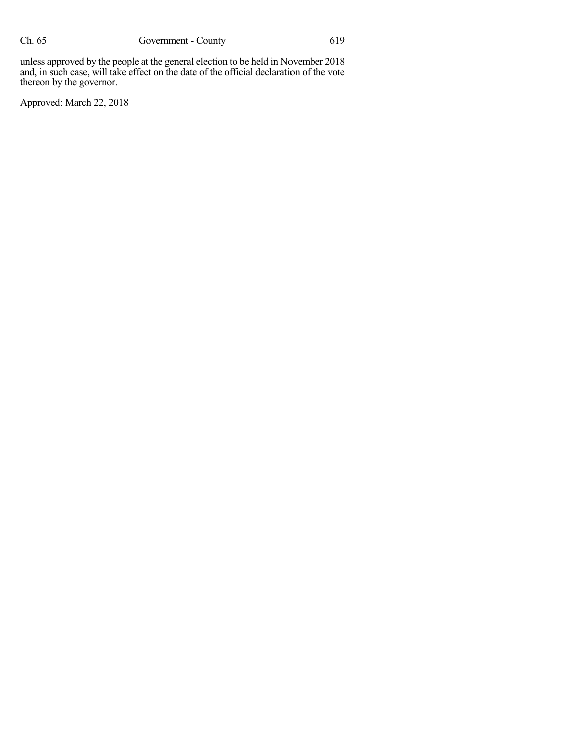unless approved by the people at the general election to be held in November 2018 and, in such case, will take effect on the date of the official declaration of the vote thereon by the governor.

Approved: March 22, 2018